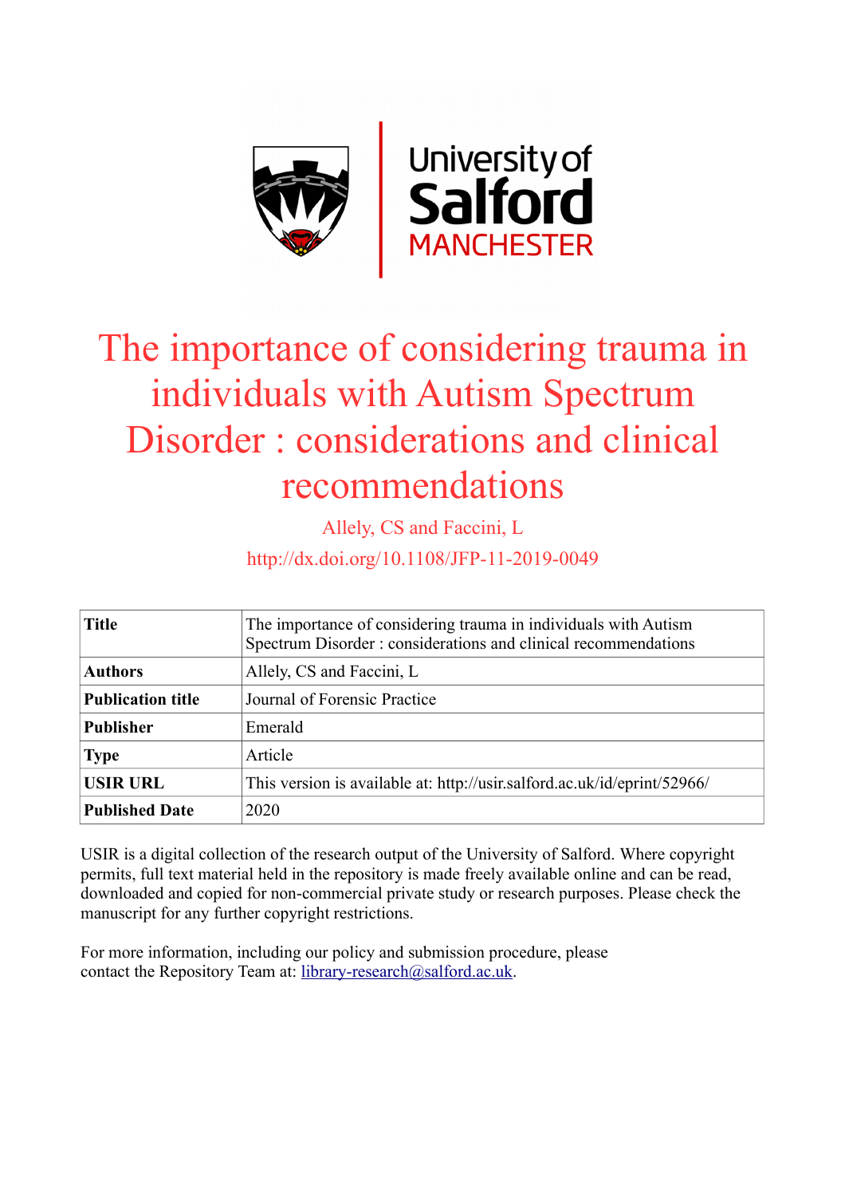# The importance of considering trauma in individuals with Autism Spectrum Disorder : considerations and clinical recommendations

Allely, CS and Faccini, L

http://dx.doi.org/10.1108/JFP-11-2019-0049

| **Title** | The importance of considering trauma in individuals with Autism Spectrum Disorder : considerations and clinical recommendations |
|---|---|
| **Authors** | Allely, CS and Faccini, L |
| **Publication title** | Journal of Forensic Practice |
| **Publisher** | Emerald |
| **Type** | Article |
| **USIR URL** | This version is available at: http://usir.salford.ac.uk/id/eprint/52966/ |
| **Published Date** | 2020 |

USIR is a digital collection of the research output of the University of Salford. Where copyright permits, full text material held in the repository is made freely available online and can be read, downloaded and copied for non-commercial private study or research purposes. Please check the manuscript for any further copyright restrictions.

For more information, including our policy and submission procedure, please contact the Repository Team at: library-research@salford.ac.uk.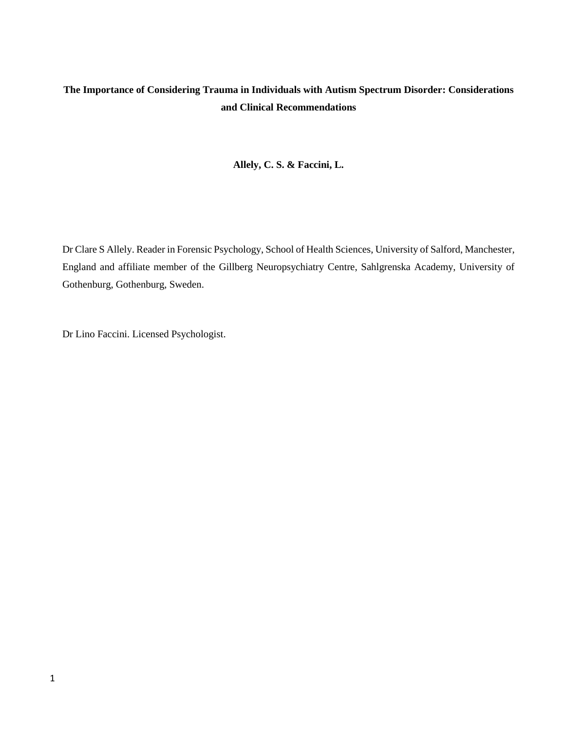**The Importance of Considering Trauma in Individuals with Autism Spectrum Disorder: Considerations and Clinical Recommendations**

**Allely, C. S. & Faccini, L.**

Dr Clare S Allely. Reader in Forensic Psychology, School of Health Sciences, University of Salford, Manchester, England and affiliate member of the Gillberg Neuropsychiatry Centre, Sahlgrenska Academy, University of Gothenburg, Gothenburg, Sweden.

Dr Lino Faccini. Licensed Psychologist.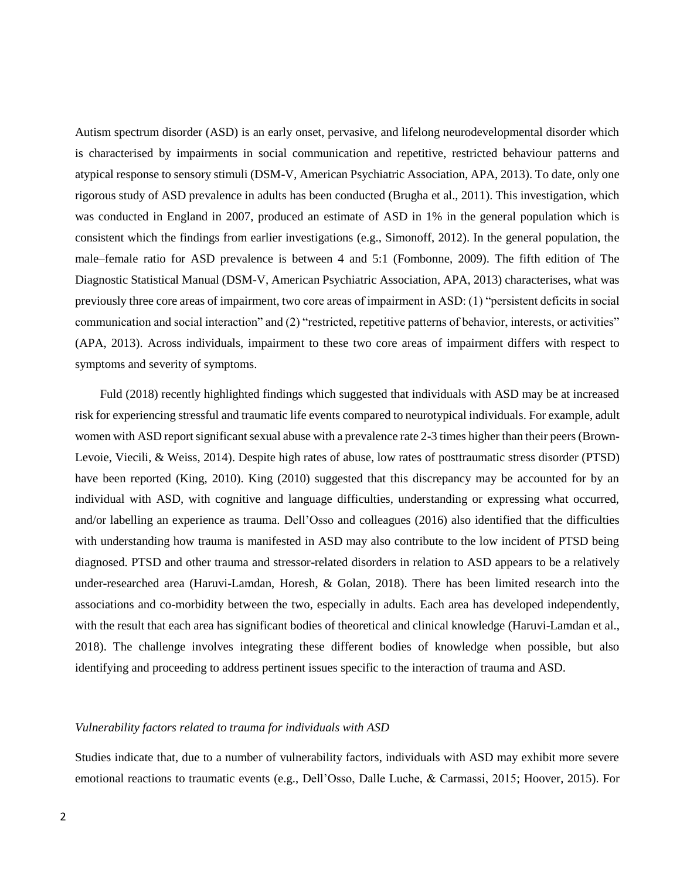Autism spectrum disorder (ASD) is an early onset, pervasive, and lifelong neurodevelopmental disorder which is characterised by impairments in social communication and repetitive, restricted behaviour patterns and atypical response to sensory stimuli (DSM-V, American Psychiatric Association, APA, 2013). To date, only one rigorous study of ASD prevalence in adults has been conducted (Brugha et al., 2011). This investigation, which was conducted in England in 2007, produced an estimate of ASD in 1% in the general population which is consistent which the findings from earlier investigations (e.g., Simonoff, 2012). In the general population, the male–female ratio for ASD prevalence is between 4 and 5:1 (Fombonne, 2009). The fifth edition of The Diagnostic Statistical Manual (DSM-V, American Psychiatric Association, APA, 2013) characterises, what was previously three core areas of impairment, two core areas of impairment in ASD: (1) "persistent deficits in social communication and social interaction" and (2) "restricted, repetitive patterns of behavior, interests, or activities" (APA, 2013). Across individuals, impairment to these two core areas of impairment differs with respect to symptoms and severity of symptoms.

Fuld (2018) recently highlighted findings which suggested that individuals with ASD may be at increased risk for experiencing stressful and traumatic life events compared to neurotypical individuals. For example, adult women with ASD report significant sexual abuse with a prevalence rate 2-3 times higher than their peers (Brown-Levoie, Viecili, & Weiss, 2014). Despite high rates of abuse, low rates of posttraumatic stress disorder (PTSD) have been reported (King, 2010). King (2010) suggested that this discrepancy may be accounted for by an individual with ASD, with cognitive and language difficulties, understanding or expressing what occurred, and/or labelling an experience as trauma. Dell'Osso and colleagues (2016) also identified that the difficulties with understanding how trauma is manifested in ASD may also contribute to the low incident of PTSD being diagnosed. PTSD and other trauma and stressor-related disorders in relation to ASD appears to be a relatively under-researched area (Haruvi-Lamdan, Horesh, & Golan, 2018). There has been limited research into the associations and co-morbidity between the two, especially in adults. Each area has developed independently, with the result that each area has significant bodies of theoretical and clinical knowledge (Haruvi-Lamdan et al., 2018). The challenge involves integrating these different bodies of knowledge when possible, but also identifying and proceeding to address pertinent issues specific to the interaction of trauma and ASD.

*Vulnerability factors related to trauma for individuals with ASD*

Studies indicate that, due to a number of vulnerability factors, individuals with ASD may exhibit more severe emotional reactions to traumatic events (e.g., Dell'Osso, Dalle Luche, & Carmassi, 2015; Hoover, 2015). For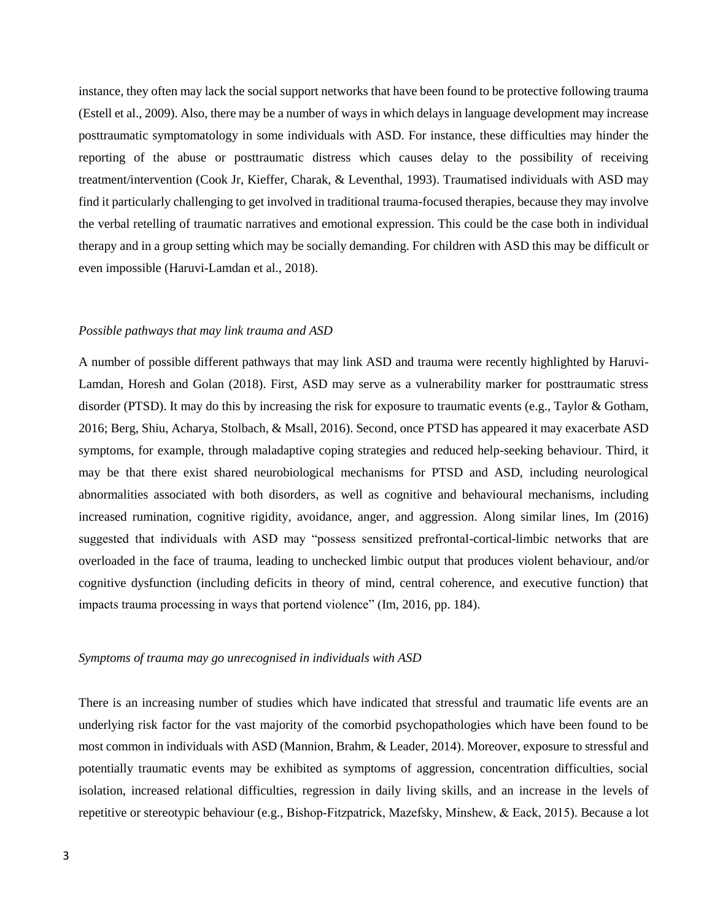instance, they often may lack the social support networks that have been found to be protective following trauma (Estell et al., 2009). Also, there may be a number of ways in which delays in language development may increase posttraumatic symptomatology in some individuals with ASD. For instance, these difficulties may hinder the reporting of the abuse or posttraumatic distress which causes delay to the possibility of receiving treatment/intervention (Cook Jr, Kieffer, Charak, & Leventhal, 1993). Traumatised individuals with ASD may find it particularly challenging to get involved in traditional trauma-focused therapies, because they may involve the verbal retelling of traumatic narratives and emotional expression. This could be the case both in individual therapy and in a group setting which may be socially demanding. For children with ASD this may be difficult or even impossible (Haruvi-Lamdan et al., 2018).

*Possible pathways that may link trauma and ASD*

A number of possible different pathways that may link ASD and trauma were recently highlighted by Haruvi-Lamdan, Horesh and Golan (2018). First, ASD may serve as a vulnerability marker for posttraumatic stress disorder (PTSD). It may do this by increasing the risk for exposure to traumatic events (e.g., Taylor & Gotham, 2016; Berg, Shiu, Acharya, Stolbach, & Msall, 2016). Second, once PTSD has appeared it may exacerbate ASD symptoms, for example, through maladaptive coping strategies and reduced help-seeking behaviour. Third, it may be that there exist shared neurobiological mechanisms for PTSD and ASD, including neurological abnormalities associated with both disorders, as well as cognitive and behavioural mechanisms, including increased rumination, cognitive rigidity, avoidance, anger, and aggression. Along similar lines, Im (2016) suggested that individuals with ASD may "possess sensitized prefrontal-cortical-limbic networks that are overloaded in the face of trauma, leading to unchecked limbic output that produces violent behaviour, and/or cognitive dysfunction (including deficits in theory of mind, central coherence, and executive function) that impacts trauma processing in ways that portend violence" (Im, 2016, pp. 184).

*Symptoms of trauma may go unrecognised in individuals with ASD*

There is an increasing number of studies which have indicated that stressful and traumatic life events are an underlying risk factor for the vast majority of the comorbid psychopathologies which have been found to be most common in individuals with ASD (Mannion, Brahm, & Leader, 2014). Moreover, exposure to stressful and potentially traumatic events may be exhibited as symptoms of aggression, concentration difficulties, social isolation, increased relational difficulties, regression in daily living skills, and an increase in the levels of repetitive or stereotypic behaviour (e.g., Bishop-Fitzpatrick, Mazefsky, Minshew, & Eack, 2015). Because a lot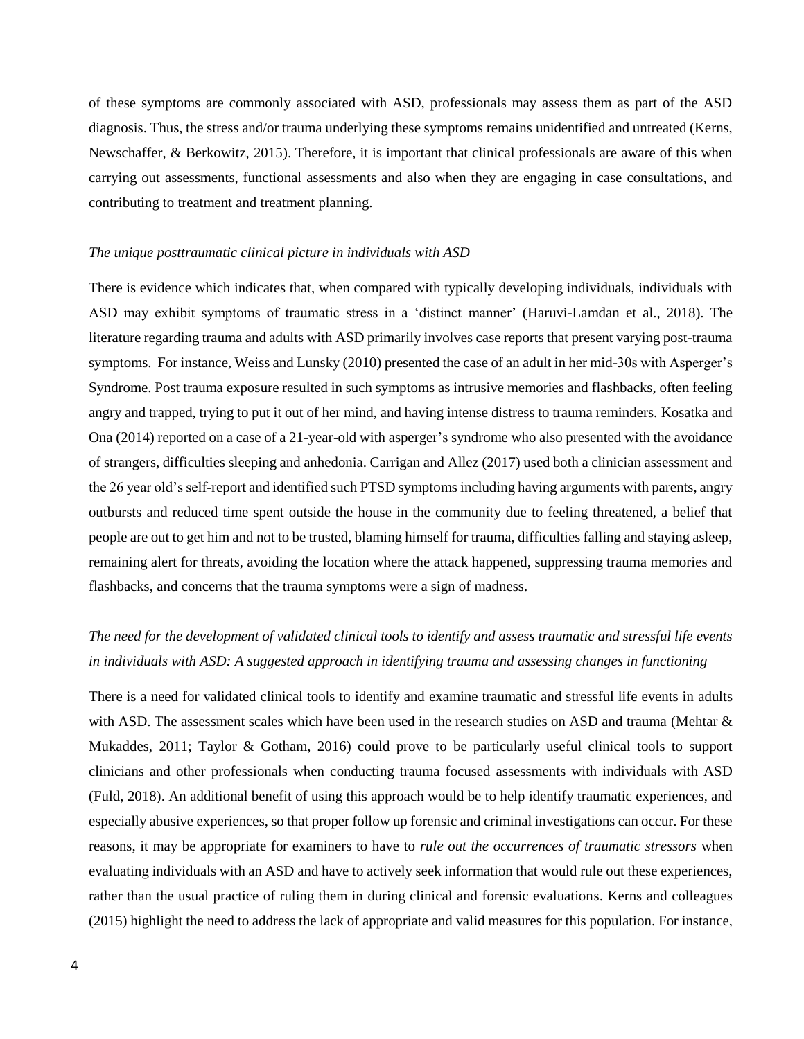of these symptoms are commonly associated with ASD, professionals may assess them as part of the ASD diagnosis. Thus, the stress and/or trauma underlying these symptoms remains unidentified and untreated (Kerns, Newschaffer, & Berkowitz, 2015). Therefore, it is important that clinical professionals are aware of this when carrying out assessments, functional assessments and also when they are engaging in case consultations, and contributing to treatment and treatment planning.

*The unique posttraumatic clinical picture in individuals with ASD*

There is evidence which indicates that, when compared with typically developing individuals, individuals with ASD may exhibit symptoms of traumatic stress in a 'distinct manner' (Haruvi-Lamdan et al., 2018). The literature regarding trauma and adults with ASD primarily involves case reports that present varying post-trauma symptoms. For instance, Weiss and Lunsky (2010) presented the case of an adult in her mid-30s with Asperger's Syndrome. Post trauma exposure resulted in such symptoms as intrusive memories and flashbacks, often feeling angry and trapped, trying to put it out of her mind, and having intense distress to trauma reminders. Kosatka and Ona (2014) reported on a case of a 21-year-old with asperger's syndrome who also presented with the avoidance of strangers, difficulties sleeping and anhedonia. Carrigan and Allez (2017) used both a clinician assessment and the 26 year old's self-report and identified such PTSD symptoms including having arguments with parents, angry outbursts and reduced time spent outside the house in the community due to feeling threatened, a belief that people are out to get him and not to be trusted, blaming himself for trauma, difficulties falling and staying asleep, remaining alert for threats, avoiding the location where the attack happened, suppressing trauma memories and flashbacks, and concerns that the trauma symptoms were a sign of madness.

*The need for the development of validated clinical tools to identify and assess traumatic and stressful life events in individuals with ASD: A suggested approach in identifying trauma and assessing changes in functioning*

There is a need for validated clinical tools to identify and examine traumatic and stressful life events in adults with ASD. The assessment scales which have been used in the research studies on ASD and trauma (Mehtar & Mukaddes, 2011; Taylor & Gotham, 2016) could prove to be particularly useful clinical tools to support clinicians and other professionals when conducting trauma focused assessments with individuals with ASD (Fuld, 2018). An additional benefit of using this approach would be to help identify traumatic experiences, and especially abusive experiences, so that proper follow up forensic and criminal investigations can occur. For these reasons, it may be appropriate for examiners to have to *rule out the occurrences of traumatic stressors* when evaluating individuals with an ASD and have to actively seek information that would rule out these experiences, rather than the usual practice of ruling them in during clinical and forensic evaluations. Kerns and colleagues (2015) highlight the need to address the lack of appropriate and valid measures for this population. For instance,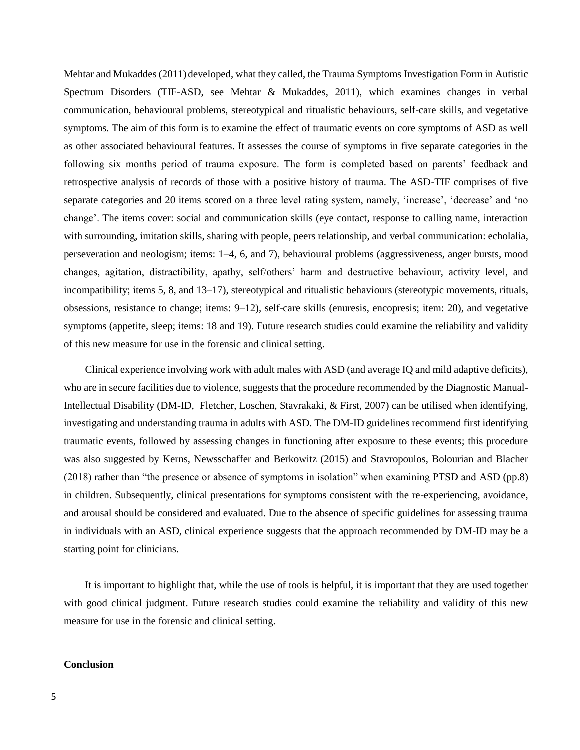Mehtar and Mukaddes (2011) developed, what they called, the Trauma Symptoms Investigation Form in Autistic Spectrum Disorders (TIF-ASD, see Mehtar & Mukaddes, 2011), which examines changes in verbal communication, behavioural problems, stereotypical and ritualistic behaviours, self-care skills, and vegetative symptoms. The aim of this form is to examine the effect of traumatic events on core symptoms of ASD as well as other associated behavioural features. It assesses the course of symptoms in five separate categories in the following six months period of trauma exposure. The form is completed based on parents' feedback and retrospective analysis of records of those with a positive history of trauma. The ASD-TIF comprises of five separate categories and 20 items scored on a three level rating system, namely, 'increase', 'decrease' and 'no change'. The items cover: social and communication skills (eye contact, response to calling name, interaction with surrounding, imitation skills, sharing with people, peers relationship, and verbal communication: echolalia, perseveration and neologism; items: 1–4, 6, and 7), behavioural problems (aggressiveness, anger bursts, mood changes, agitation, distractibility, apathy, self/others' harm and destructive behaviour, activity level, and incompatibility; items 5, 8, and 13–17), stereotypical and ritualistic behaviours (stereotypic movements, rituals, obsessions, resistance to change; items: 9–12), self-care skills (enuresis, encopresis; item: 20), and vegetative symptoms (appetite, sleep; items: 18 and 19). Future research studies could examine the reliability and validity of this new measure for use in the forensic and clinical setting.

Clinical experience involving work with adult males with ASD (and average IQ and mild adaptive deficits), who are in secure facilities due to violence, suggests that the procedure recommended by the Diagnostic Manual-Intellectual Disability (DM-ID, Fletcher, Loschen, Stavrakaki, & First, 2007) can be utilised when identifying, investigating and understanding trauma in adults with ASD. The DM-ID guidelines recommend first identifying traumatic events, followed by assessing changes in functioning after exposure to these events; this procedure was also suggested by Kerns, Newsschaffer and Berkowitz (2015) and Stavropoulos, Bolourian and Blacher (2018) rather than "the presence or absence of symptoms in isolation" when examining PTSD and ASD (pp.8) in children. Subsequently, clinical presentations for symptoms consistent with the re-experiencing, avoidance, and arousal should be considered and evaluated. Due to the absence of specific guidelines for assessing trauma in individuals with an ASD, clinical experience suggests that the approach recommended by DM-ID may be a starting point for clinicians.

It is important to highlight that, while the use of tools is helpful, it is important that they are used together with good clinical judgment. Future research studies could examine the reliability and validity of this new measure for use in the forensic and clinical setting.

**Conclusion**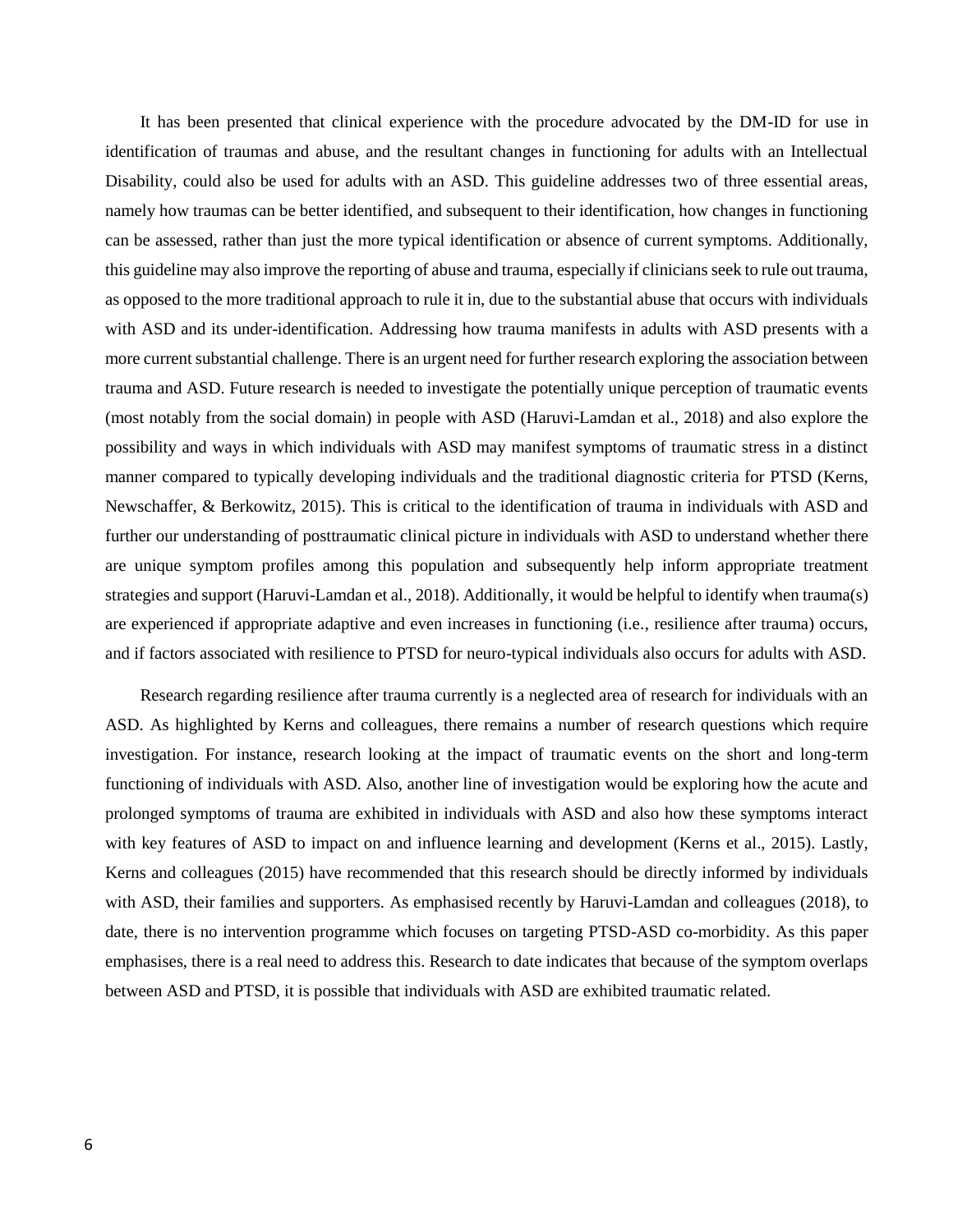It has been presented that clinical experience with the procedure advocated by the DM-ID for use in identification of traumas and abuse, and the resultant changes in functioning for adults with an Intellectual Disability, could also be used for adults with an ASD. This guideline addresses two of three essential areas, namely how traumas can be better identified, and subsequent to their identification, how changes in functioning can be assessed, rather than just the more typical identification or absence of current symptoms. Additionally, this guideline may also improve the reporting of abuse and trauma, especially if clinicians seek to rule out trauma, as opposed to the more traditional approach to rule it in, due to the substantial abuse that occurs with individuals with ASD and its under-identification. Addressing how trauma manifests in adults with ASD presents with a more current substantial challenge. There is an urgent need for further research exploring the association between trauma and ASD. Future research is needed to investigate the potentially unique perception of traumatic events (most notably from the social domain) in people with ASD (Haruvi-Lamdan et al., 2018) and also explore the possibility and ways in which individuals with ASD may manifest symptoms of traumatic stress in a distinct manner compared to typically developing individuals and the traditional diagnostic criteria for PTSD (Kerns, Newschaffer, & Berkowitz, 2015). This is critical to the identification of trauma in individuals with ASD and further our understanding of posttraumatic clinical picture in individuals with ASD to understand whether there are unique symptom profiles among this population and subsequently help inform appropriate treatment strategies and support (Haruvi-Lamdan et al., 2018). Additionally, it would be helpful to identify when trauma(s) are experienced if appropriate adaptive and even increases in functioning (i.e., resilience after trauma) occurs, and if factors associated with resilience to PTSD for neuro-typical individuals also occurs for adults with ASD.

Research regarding resilience after trauma currently is a neglected area of research for individuals with an ASD. As highlighted by Kerns and colleagues, there remains a number of research questions which require investigation. For instance, research looking at the impact of traumatic events on the short and long-term functioning of individuals with ASD. Also, another line of investigation would be exploring how the acute and prolonged symptoms of trauma are exhibited in individuals with ASD and also how these symptoms interact with key features of ASD to impact on and influence learning and development (Kerns et al., 2015). Lastly, Kerns and colleagues (2015) have recommended that this research should be directly informed by individuals with ASD, their families and supporters. As emphasised recently by Haruvi-Lamdan and colleagues (2018), to date, there is no intervention programme which focuses on targeting PTSD-ASD co-morbidity. As this paper emphasises, there is a real need to address this. Research to date indicates that because of the symptom overlaps between ASD and PTSD, it is possible that individuals with ASD are exhibited traumatic related.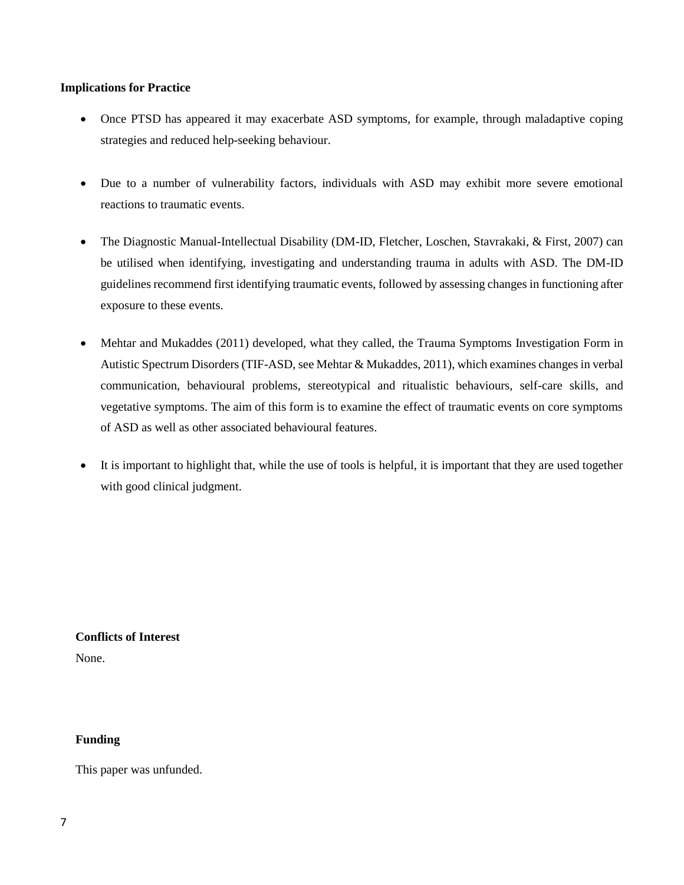**Implications for Practice**

- Once PTSD has appeared it may exacerbate ASD symptoms, for example, through maladaptive coping strategies and reduced help-seeking behaviour.

- Due to a number of vulnerability factors, individuals with ASD may exhibit more severe emotional reactions to traumatic events.

- The Diagnostic Manual-Intellectual Disability (DM-ID, Fletcher, Loschen, Stavrakaki, & First, 2007) can be utilised when identifying, investigating and understanding trauma in adults with ASD. The DM-ID guidelines recommend first identifying traumatic events, followed by assessing changes in functioning after exposure to these events.

- Mehtar and Mukaddes (2011) developed, what they called, the Trauma Symptoms Investigation Form in Autistic Spectrum Disorders (TIF-ASD, see Mehtar & Mukaddes, 2011), which examines changes in verbal communication, behavioural problems, stereotypical and ritualistic behaviours, self-care skills, and vegetative symptoms. The aim of this form is to examine the effect of traumatic events on core symptoms of ASD as well as other associated behavioural features.

- It is important to highlight that, while the use of tools is helpful, it is important that they are used together with good clinical judgment.

**Conflicts of Interest**

None.

**Funding**

This paper was unfunded.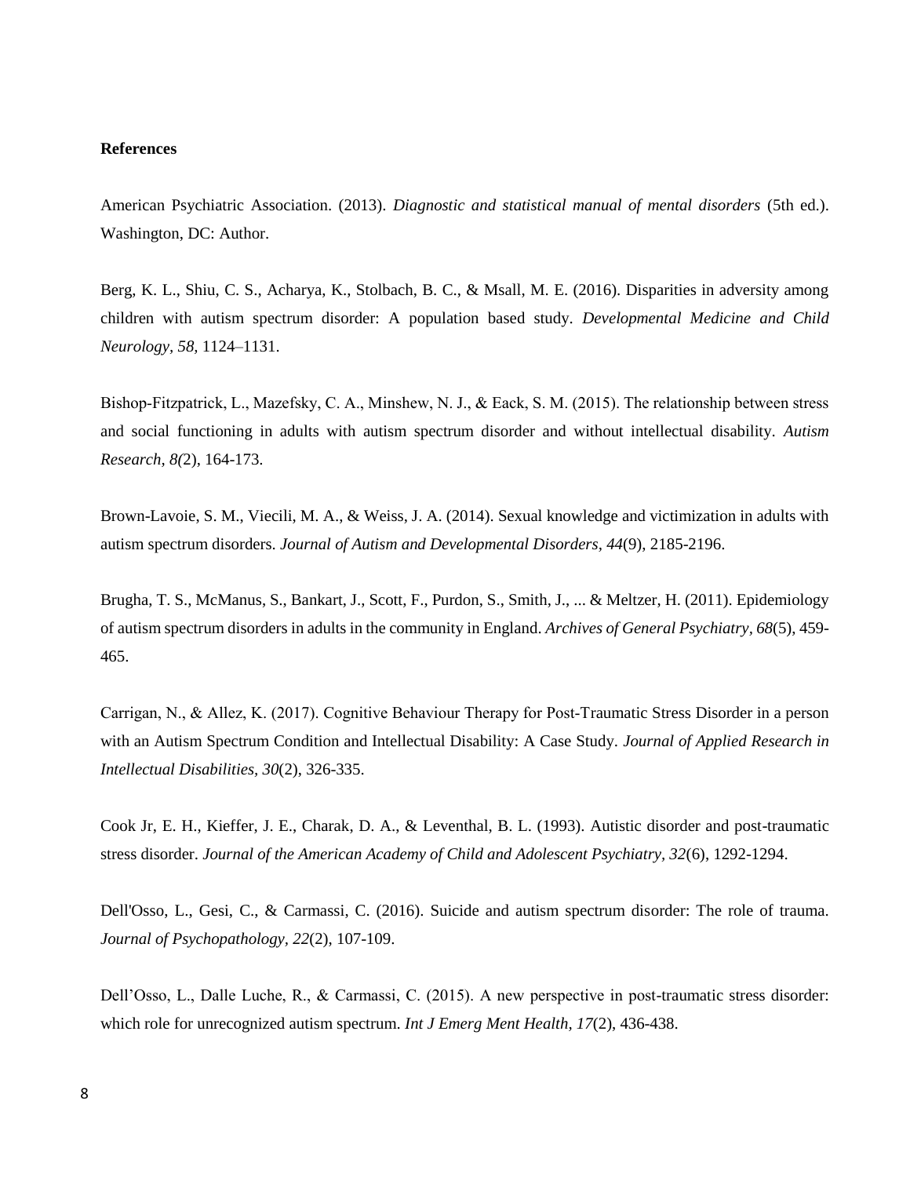**References**

American Psychiatric Association. (2013). *Diagnostic and statistical manual of mental disorders* (5th ed.). Washington, DC: Author.

Berg, K. L., Shiu, C. S., Acharya, K., Stolbach, B. C., & Msall, M. E. (2016). Disparities in adversity among children with autism spectrum disorder: A population based study. *Developmental Medicine and Child Neurology, 58*, 1124–1131.

Bishop-Fitzpatrick, L., Mazefsky, C. A., Minshew, N. J., & Eack, S. M. (2015). The relationship between stress and social functioning in adults with autism spectrum disorder and without intellectual disability. *Autism Research, 8(*2), 164-173.

Brown-Lavoie, S. M., Viecili, M. A., & Weiss, J. A. (2014). Sexual knowledge and victimization in adults with autism spectrum disorders. *Journal of Autism and Developmental Disorders, 44*(9), 2185-2196.

Brugha, T. S., McManus, S., Bankart, J., Scott, F., Purdon, S., Smith, J., ... & Meltzer, H. (2011). Epidemiology of autism spectrum disorders in adults in the community in England. *Archives of General Psychiatry*, *68*(5), 459-465.

Carrigan, N., & Allez, K. (2017). Cognitive Behaviour Therapy for Post-Traumatic Stress Disorder in a person with an Autism Spectrum Condition and Intellectual Disability: A Case Study. *Journal of Applied Research in Intellectual Disabilities*, *30*(2), 326-335.

Cook Jr, E. H., Kieffer, J. E., Charak, D. A., & Leventhal, B. L. (1993). Autistic disorder and post-traumatic stress disorder. *Journal of the American Academy of Child and Adolescent Psychiatry, 32*(6), 1292-1294.

Dell'Osso, L., Gesi, C., & Carmassi, C. (2016). Suicide and autism spectrum disorder: The role of trauma. *Journal of Psychopathology, 22*(2), 107-109.

Dell'Osso, L., Dalle Luche, R., & Carmassi, C. (2015). A new perspective in post-traumatic stress disorder: which role for unrecognized autism spectrum. *Int J Emerg Ment Health, 17*(2), 436-438.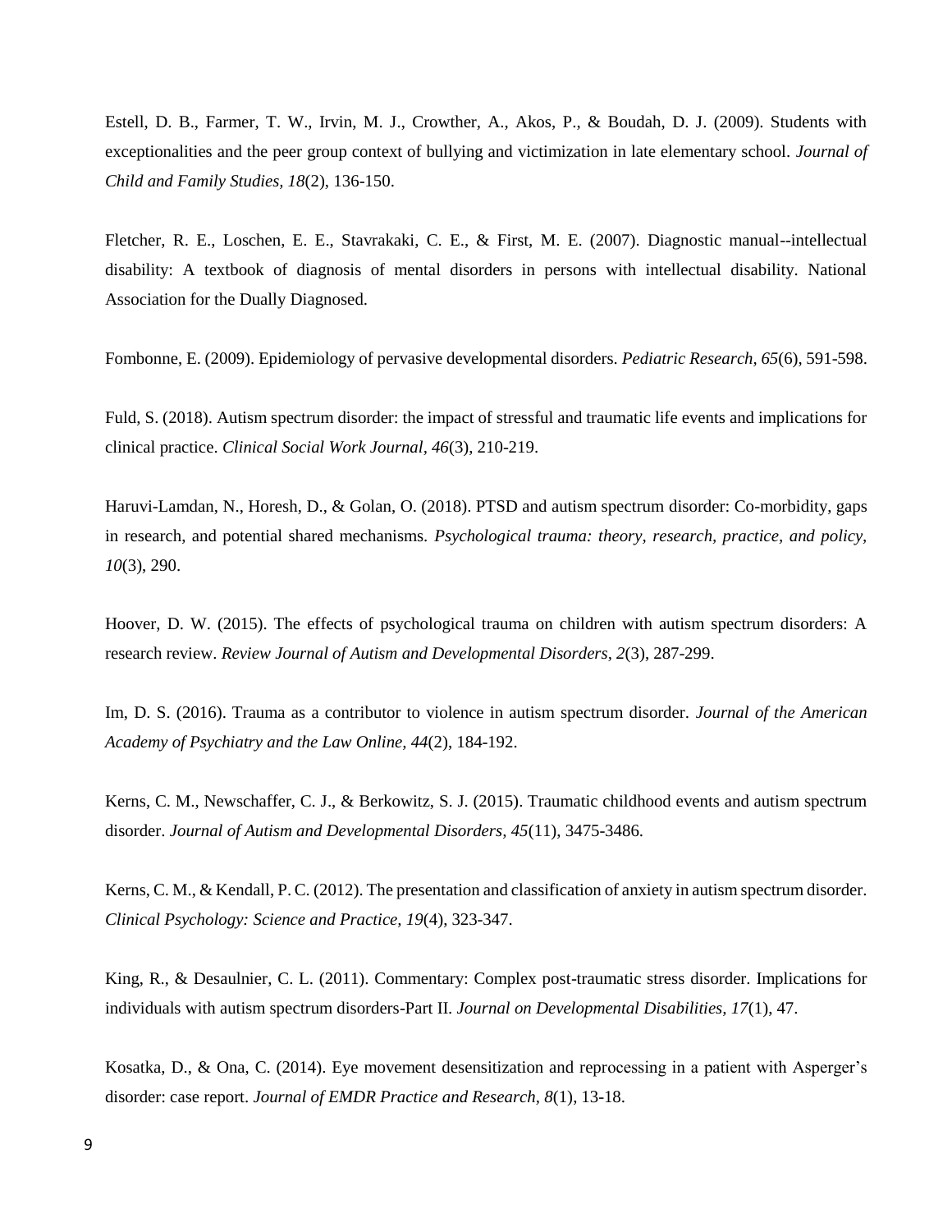Estell, D. B., Farmer, T. W., Irvin, M. J., Crowther, A., Akos, P., & Boudah, D. J. (2009). Students with exceptionalities and the peer group context of bullying and victimization in late elementary school. *Journal of Child and Family Studies, 18*(2), 136-150.

Fletcher, R. E., Loschen, E. E., Stavrakaki, C. E., & First, M. E. (2007). Diagnostic manual--intellectual disability: A textbook of diagnosis of mental disorders in persons with intellectual disability. National Association for the Dually Diagnosed.

Fombonne, E. (2009). Epidemiology of pervasive developmental disorders. *Pediatric Research, 65*(6), 591-598.

Fuld, S. (2018). Autism spectrum disorder: the impact of stressful and traumatic life events and implications for clinical practice. *Clinical Social Work Journal, 46*(3), 210-219.

Haruvi-Lamdan, N., Horesh, D., & Golan, O. (2018). PTSD and autism spectrum disorder: Co-morbidity, gaps in research, and potential shared mechanisms. *Psychological trauma: theory, research, practice, and policy, 10*(3), 290.

Hoover, D. W. (2015). The effects of psychological trauma on children with autism spectrum disorders: A research review. *Review Journal of Autism and Developmental Disorders, 2*(3), 287-299.

Im, D. S. (2016). Trauma as a contributor to violence in autism spectrum disorder. *Journal of the American Academy of Psychiatry and the Law Online, 44*(2), 184-192.

Kerns, C. M., Newschaffer, C. J., & Berkowitz, S. J. (2015). Traumatic childhood events and autism spectrum disorder. *Journal of Autism and Developmental Disorders, 45*(11), 3475-3486.

Kerns, C. M., & Kendall, P. C. (2012). The presentation and classification of anxiety in autism spectrum disorder. *Clinical Psychology: Science and Practice, 19*(4), 323-347.

King, R., & Desaulnier, C. L. (2011). Commentary: Complex post-traumatic stress disorder. Implications for individuals with autism spectrum disorders-Part II. *Journal on Developmental Disabilities, 17*(1), 47.

Kosatka, D., & Ona, C. (2014). Eye movement desensitization and reprocessing in a patient with Asperger's disorder: case report. *Journal of EMDR Practice and Research, 8*(1), 13-18.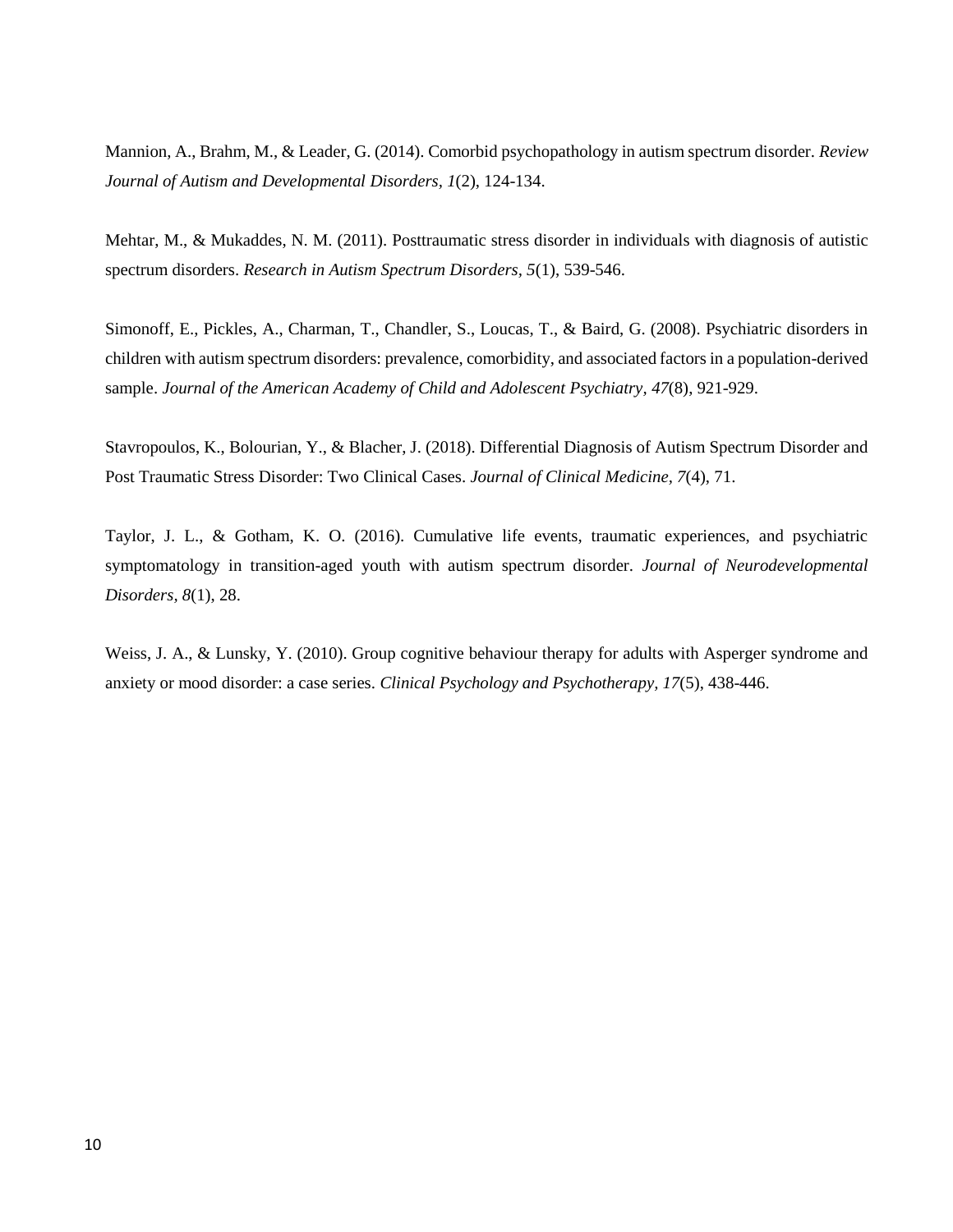Mannion, A., Brahm, M., & Leader, G. (2014). Comorbid psychopathology in autism spectrum disorder. *Review Journal of Autism and Developmental Disorders, 1*(2), 124-134.

Mehtar, M., & Mukaddes, N. M. (2011). Posttraumatic stress disorder in individuals with diagnosis of autistic spectrum disorders. *Research in Autism Spectrum Disorders, 5*(1), 539-546.

Simonoff, E., Pickles, A., Charman, T., Chandler, S., Loucas, T., & Baird, G. (2008). Psychiatric disorders in children with autism spectrum disorders: prevalence, comorbidity, and associated factors in a population-derived sample. *Journal of the American Academy of Child and Adolescent Psychiatry, 47*(8), 921-929.

Stavropoulos, K., Bolourian, Y., & Blacher, J. (2018). Differential Diagnosis of Autism Spectrum Disorder and Post Traumatic Stress Disorder: Two Clinical Cases. *Journal of Clinical Medicine, 7*(4), 71.

Taylor, J. L., & Gotham, K. O. (2016). Cumulative life events, traumatic experiences, and psychiatric symptomatology in transition-aged youth with autism spectrum disorder. *Journal of Neurodevelopmental Disorders, 8*(1), 28.

Weiss, J. A., & Lunsky, Y. (2010). Group cognitive behaviour therapy for adults with Asperger syndrome and anxiety or mood disorder: a case series. *Clinical Psychology and Psychotherapy, 17*(5), 438-446.